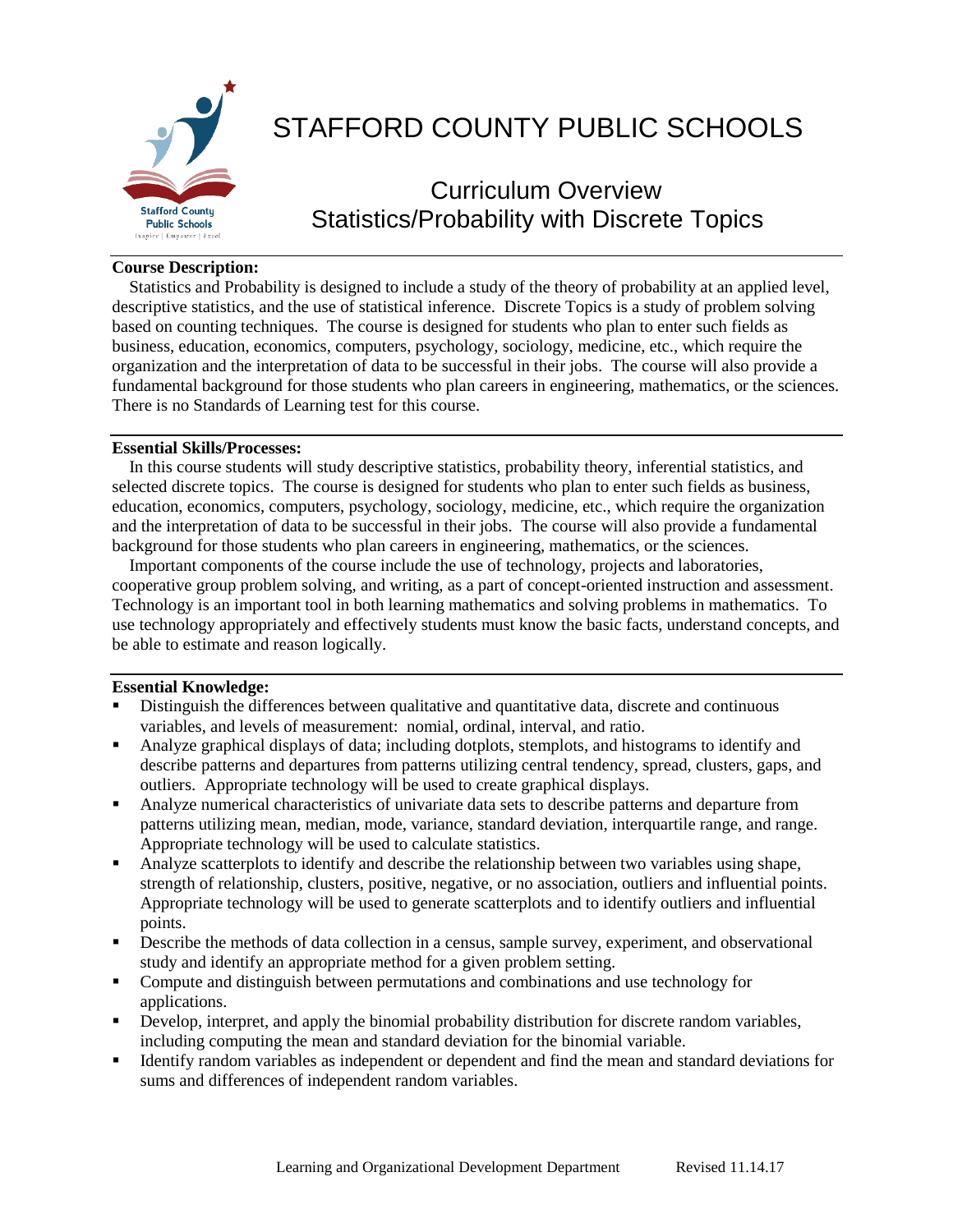# STAFFORD COUNTY PUBLIC SCHOOLS

## Curriculum Overview
## Statistics/Probability with Discrete Topics

**Course Description:**

Statistics and Probability is designed to include a study of the theory of probability at an applied level, descriptive statistics, and the use of statistical inference. Discrete Topics is a study of problem solving based on counting techniques. The course is designed for students who plan to enter such fields as business, education, economics, computers, psychology, sociology, medicine, etc., which require the organization and the interpretation of data to be successful in their jobs. The course will also provide a fundamental background for those students who plan careers in engineering, mathematics, or the sciences. There is no Standards of Learning test for this course.

**Essential Skills/Processes:**

In this course students will study descriptive statistics, probability theory, inferential statistics, and selected discrete topics. The course is designed for students who plan to enter such fields as business, education, economics, computers, psychology, sociology, medicine, etc., which require the organization and the interpretation of data to be successful in their jobs. The course will also provide a fundamental background for those students who plan careers in engineering, mathematics, or the sciences.

Important components of the course include the use of technology, projects and laboratories, cooperative group problem solving, and writing, as a part of concept-oriented instruction and assessment. Technology is an important tool in both learning mathematics and solving problems in mathematics. To use technology appropriately and effectively students must know the basic facts, understand concepts, and be able to estimate and reason logically.

**Essential Knowledge:**

- Distinguish the differences between qualitative and quantitative data, discrete and continuous variables, and levels of measurement: nomial, ordinal, interval, and ratio.
- Analyze graphical displays of data; including dotplots, stemplots, and histograms to identify and describe patterns and departures from patterns utilizing central tendency, spread, clusters, gaps, and outliers. Appropriate technology will be used to create graphical displays.
- Analyze numerical characteristics of univariate data sets to describe patterns and departure from patterns utilizing mean, median, mode, variance, standard deviation, interquartile range, and range. Appropriate technology will be used to calculate statistics.
- Analyze scatterplots to identify and describe the relationship between two variables using shape, strength of relationship, clusters, positive, negative, or no association, outliers and influential points. Appropriate technology will be used to generate scatterplots and to identify outliers and influential points.
- Describe the methods of data collection in a census, sample survey, experiment, and observational study and identify an appropriate method for a given problem setting.
- Compute and distinguish between permutations and combinations and use technology for applications.
- Develop, interpret, and apply the binomial probability distribution for discrete random variables, including computing the mean and standard deviation for the binomial variable.
- Identify random variables as independent or dependent and find the mean and standard deviations for sums and differences of independent random variables.

Learning and Organizational Development Department Revised 11.14.17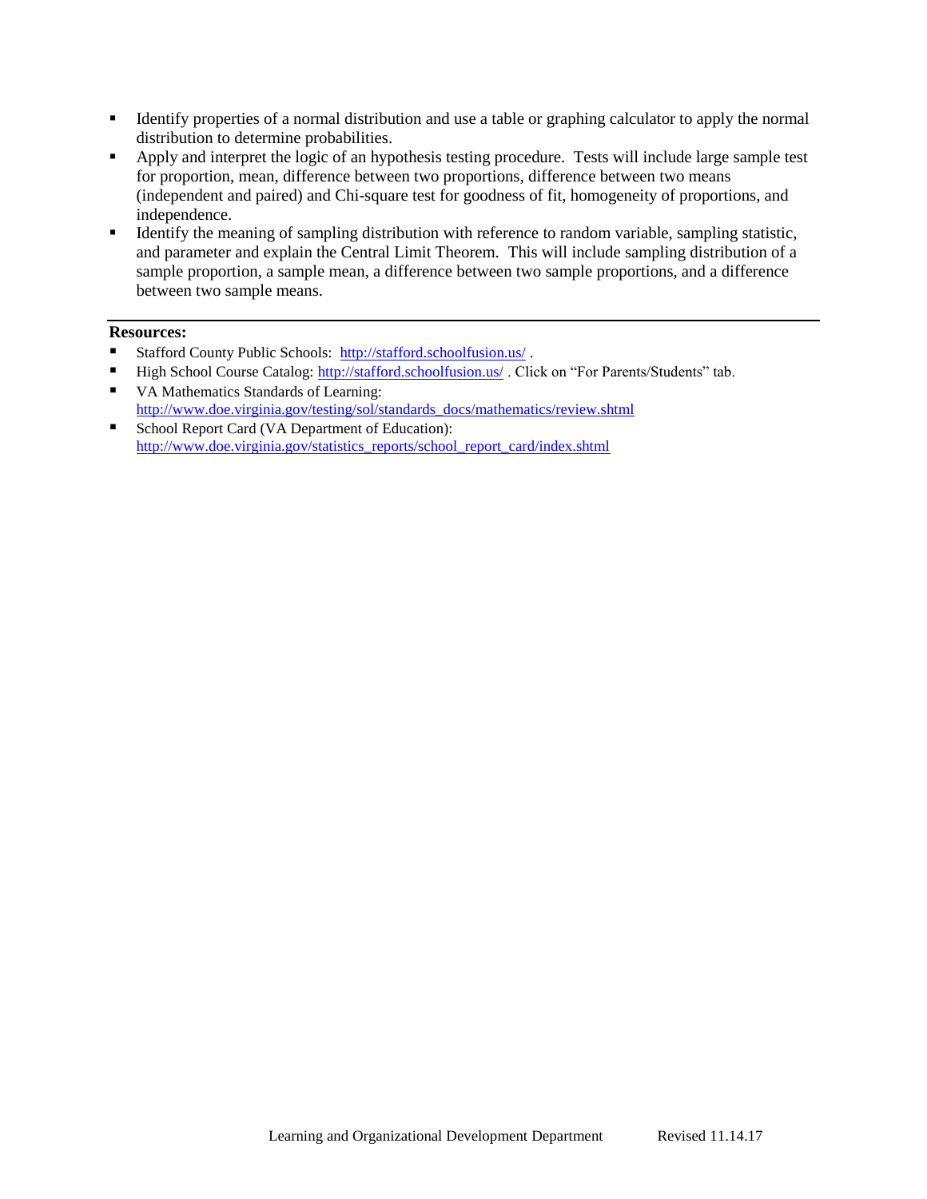- Identify properties of a normal distribution and use a table or graphing calculator to apply the normal distribution to determine probabilities.
- Apply and interpret the logic of an hypothesis testing procedure. Tests will include large sample test for proportion, mean, difference between two proportions, difference between two means (independent and paired) and Chi-square test for goodness of fit, homogeneity of proportions, and independence.
- Identify the meaning of sampling distribution with reference to random variable, sampling statistic, and parameter and explain the Central Limit Theorem. This will include sampling distribution of a sample proportion, a sample mean, a difference between two sample proportions, and a difference between two sample means.

---

**Resources:**

- Stafford County Public Schools: http://stafford.schoolfusion.us/ .
- High School Course Catalog: http://stafford.schoolfusion.us/ . Click on "For Parents/Students" tab.
- VA Mathematics Standards of Learning: http://www.doe.virginia.gov/testing/sol/standards_docs/mathematics/review.shtml
- School Report Card (VA Department of Education): http://www.doe.virginia.gov/statistics_reports/school_report_card/index.shtml

Learning and Organizational Development Department Revised 11.14.17